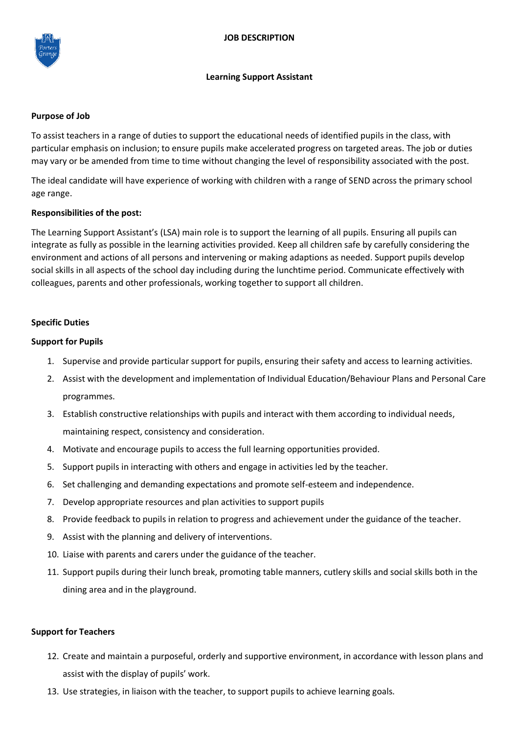# JOB DESCRIPTION

## Learning Support Assistant

**Purpose of Job**

To assist teachers in a range of duties to support the educational needs of identified pupils in the class, with particular emphasis on inclusion; to ensure pupils make accelerated progress on targeted areas. The job or duties may vary or be amended from time to time without changing the level of responsibility associated with the post.

The ideal candidate will have experience of working with children with a range of SEND across the primary school age range.

**Responsibilities of the post:**

The Learning Support Assistant's (LSA) main role is to support the learning of all pupils. Ensuring all pupils can integrate as fully as possible in the learning activities provided. Keep all children safe by carefully considering the environment and actions of all persons and intervening or making adaptions as needed. Support pupils develop social skills in all aspects of the school day including during the lunchtime period. Communicate effectively with colleagues, parents and other professionals, working together to support all children.

**Specific Duties**

**Support for Pupils**

1. Supervise and provide particular support for pupils, ensuring their safety and access to learning activities.
2. Assist with the development and implementation of Individual Education/Behaviour Plans and Personal Care programmes.
3. Establish constructive relationships with pupils and interact with them according to individual needs, maintaining respect, consistency and consideration.
4. Motivate and encourage pupils to access the full learning opportunities provided.
5. Support pupils in interacting with others and engage in activities led by the teacher.
6. Set challenging and demanding expectations and promote self-esteem and independence.
7. Develop appropriate resources and plan activities to support pupils
8. Provide feedback to pupils in relation to progress and achievement under the guidance of the teacher.
9. Assist with the planning and delivery of interventions.
10. Liaise with parents and carers under the guidance of the teacher.
11. Support pupils during their lunch break, promoting table manners, cutlery skills and social skills both in the dining area and in the playground.

**Support for Teachers**

12. Create and maintain a purposeful, orderly and supportive environment, in accordance with lesson plans and assist with the display of pupils' work.
13. Use strategies, in liaison with the teacher, to support pupils to achieve learning goals.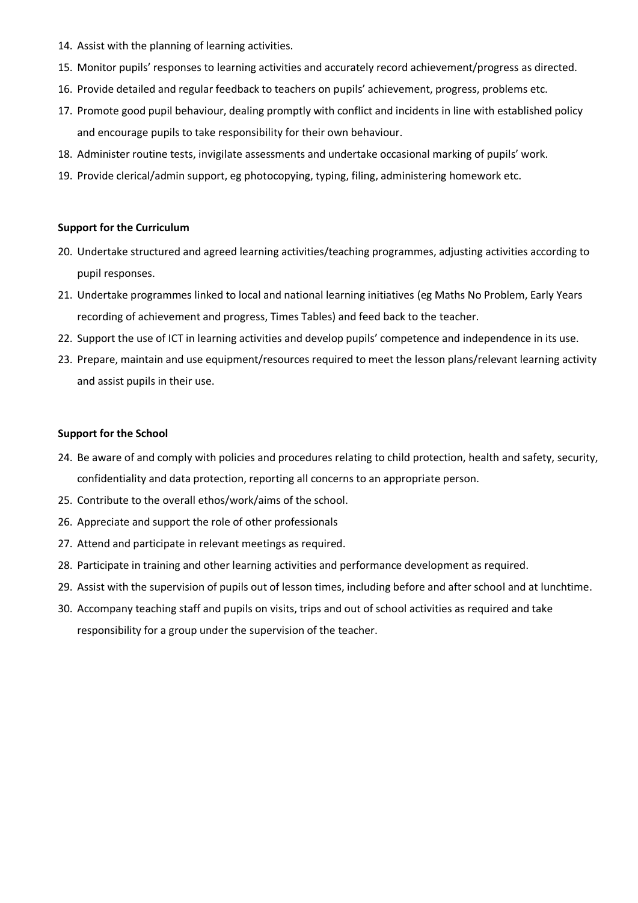14. Assist with the planning of learning activities.
15. Monitor pupils' responses to learning activities and accurately record achievement/progress as directed.
16. Provide detailed and regular feedback to teachers on pupils' achievement, progress, problems etc.
17. Promote good pupil behaviour, dealing promptly with conflict and incidents in line with established policy and encourage pupils to take responsibility for their own behaviour.
18. Administer routine tests, invigilate assessments and undertake occasional marking of pupils' work.
19. Provide clerical/admin support, eg photocopying, typing, filing, administering homework etc.

**Support for the Curriculum**

20. Undertake structured and agreed learning activities/teaching programmes, adjusting activities according to pupil responses.
21. Undertake programmes linked to local and national learning initiatives (eg Maths No Problem, Early Years recording of achievement and progress, Times Tables) and feed back to the teacher.
22. Support the use of ICT in learning activities and develop pupils' competence and independence in its use.
23. Prepare, maintain and use equipment/resources required to meet the lesson plans/relevant learning activity and assist pupils in their use.

**Support for the School**

24. Be aware of and comply with policies and procedures relating to child protection, health and safety, security, confidentiality and data protection, reporting all concerns to an appropriate person.
25. Contribute to the overall ethos/work/aims of the school.
26. Appreciate and support the role of other professionals
27. Attend and participate in relevant meetings as required.
28. Participate in training and other learning activities and performance development as required.
29. Assist with the supervision of pupils out of lesson times, including before and after school and at lunchtime.
30. Accompany teaching staff and pupils on visits, trips and out of school activities as required and take responsibility for a group under the supervision of the teacher.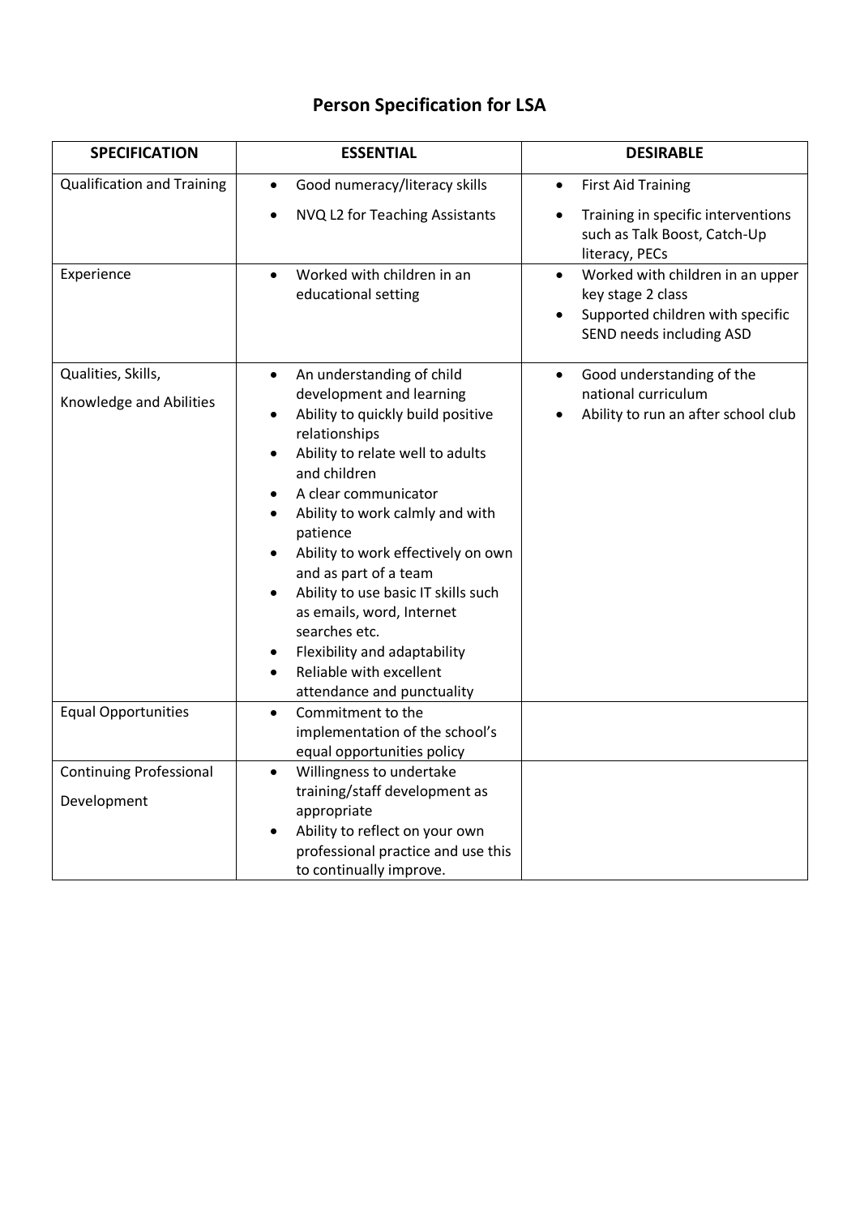# Person Specification for LSA

| SPECIFICATION | ESSENTIAL | DESIRABLE |
|---|---|---|
| Qualification and Training | • Good numeracy/literacy skills<br>• NVQ L2 for Teaching Assistants | • First Aid Training<br>• Training in specific interventions such as Talk Boost, Catch-Up literacy, PECs |
| Experience | • Worked with children in an educational setting | • Worked with children in an upper key stage 2 class<br>• Supported children with specific SEND needs including ASD |
| Qualities, Skills, Knowledge and Abilities | • An understanding of child development and learning<br>• Ability to quickly build positive relationships<br>• Ability to relate well to adults and children<br>• A clear communicator<br>• Ability to work calmly and with patience<br>• Ability to work effectively on own and as part of a team<br>• Ability to use basic IT skills such as emails, word, Internet searches etc.<br>• Flexibility and adaptability<br>• Reliable with excellent attendance and punctuality | • Good understanding of the national curriculum<br>• Ability to run an after school club |
| Equal Opportunities | • Commitment to the implementation of the school's equal opportunities policy | |
| Continuing Professional Development | • Willingness to undertake training/staff development as appropriate<br>• Ability to reflect on your own professional practice and use this to continually improve. | |